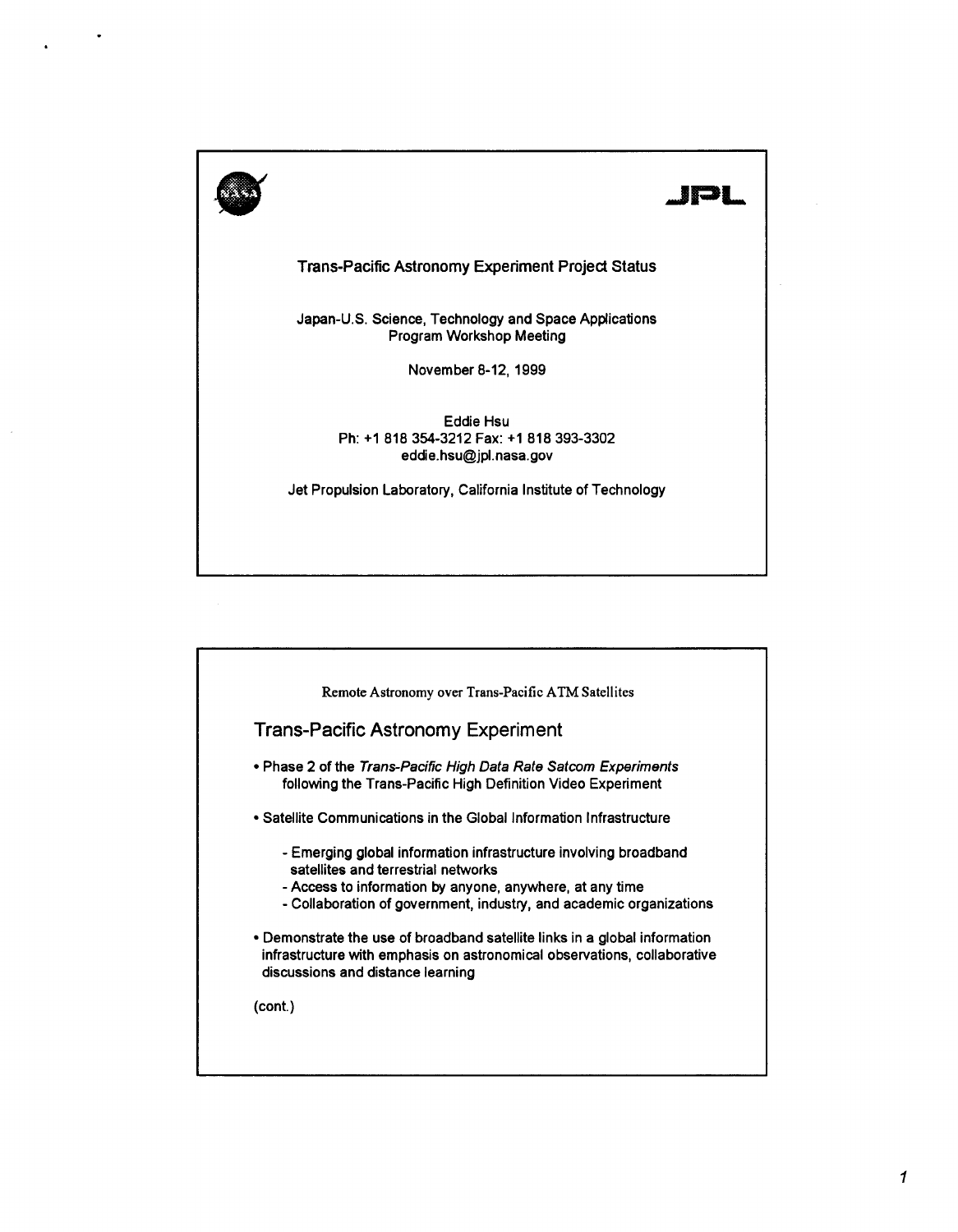# Trans-Pacific Astronomy Experiment Project Status

Japan-U.S. Science, Technology and Space Applications
Program Workshop Meeting

November 8-12, 1999

Eddie Hsu
Ph: +1 818 354-3212 Fax: +1 818 393-3302
eddie.hsu@jpl.nasa.gov

Jet Propulsion Laboratory, California Institute of Technology

---

Remote Astronomy over Trans-Pacific ATM Satellites

## Trans-Pacific Astronomy Experiment

- Phase 2 of the *Trans-Pacific High Data Rate Satcom Experiments* following the Trans-Pacific High Definition Video Experiment
- Satellite Communications in the Global Information Infrastructure
  - Emerging global information infrastructure involving broadband satellites and terrestrial networks
  - Access to information by anyone, anywhere, at any time
  - Collaboration of government, industry, and academic organizations
- Demonstrate the use of broadband satellite links in a global information infrastructure with emphasis on astronomical observations, collaborative discussions and distance learning

(cont.)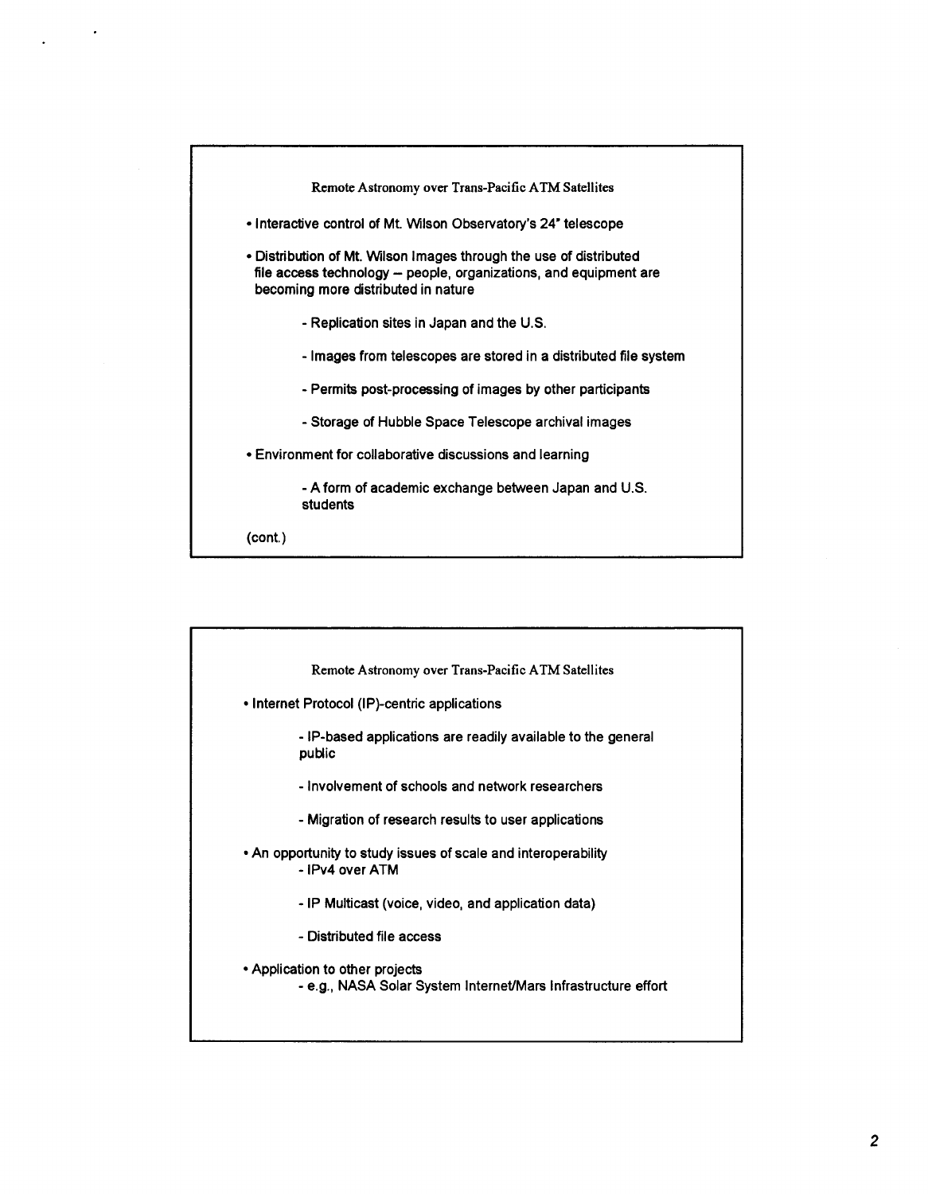## Remote Astronomy over Trans-Pacific ATM Satellites

- Interactive control of Mt. Wilson Observatory's 24" telescope
- Distribution of Mt. Wilson Images through the use of distributed file access technology – people, organizations, and equipment are becoming more distributed in nature
  - Replication sites in Japan and the U.S.
  - Images from telescopes are stored in a distributed file system
  - Permits post-processing of images by other participants
  - Storage of Hubble Space Telescope archival images
- Environment for collaborative discussions and learning
  - A form of academic exchange between Japan and U.S. students

(cont.)

## Remote Astronomy over Trans-Pacific ATM Satellites

- Internet Protocol (IP)-centric applications
  - IP-based applications are readily available to the general public
  - Involvement of schools and network researchers
  - Migration of research results to user applications
- An opportunity to study issues of scale and interoperability
  - IPv4 over ATM
  - IP Multicast (voice, video, and application data)
  - Distributed file access
- Application to other projects
  - e.g., NASA Solar System Internet/Mars Infrastructure effort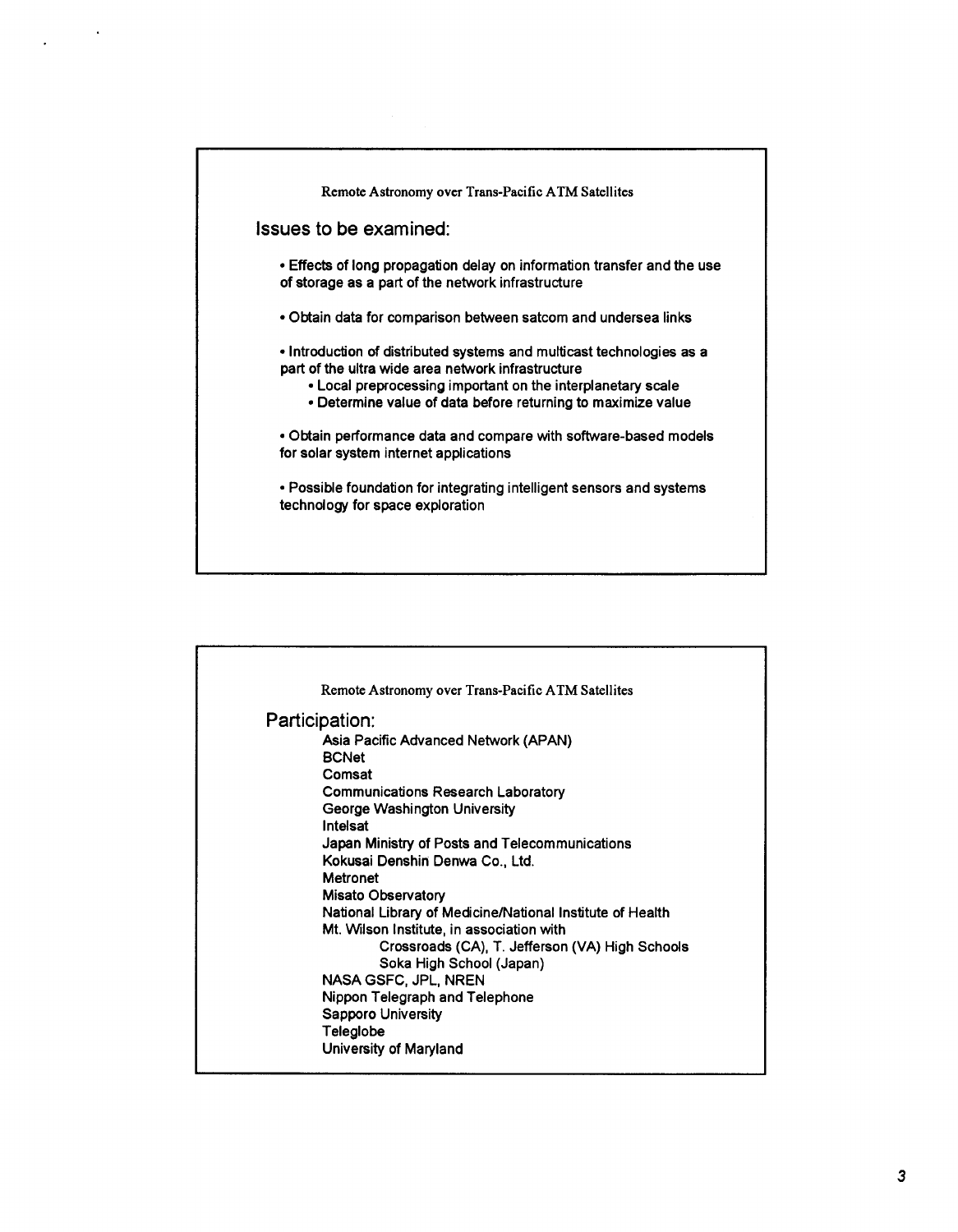Remote Astronomy over Trans-Pacific ATM Satellites

## Issues to be examined:

- Effects of long propagation delay on information transfer and the use of storage as a part of the network infrastructure
- Obtain data for comparison between satcom and undersea links
- Introduction of distributed systems and multicast technologies as a part of the ultra wide area network infrastructure
  - Local preprocessing important on the interplanetary scale
  - Determine value of data before returning to maximize value
- Obtain performance data and compare with software-based models for solar system internet applications
- Possible foundation for integrating intelligent sensors and systems technology for space exploration

Remote Astronomy over Trans-Pacific ATM Satellites

## Participation:

- Asia Pacific Advanced Network (APAN)
- BCNet
- Comsat
- Communications Research Laboratory
- George Washington University
- Intelsat
- Japan Ministry of Posts and Telecommunications
- Kokusai Denshin Denwa Co., Ltd.
- Metronet
- Misato Observatory
- National Library of Medicine/National Institute of Health
- Mt. Wilson Institute, in association with
  - Crossroads (CA), T. Jefferson (VA) High Schools
  - Soka High School (Japan)
- NASA GSFC, JPL, NREN
- Nippon Telegraph and Telephone
- Sapporo University
- Teleglobe
- University of Maryland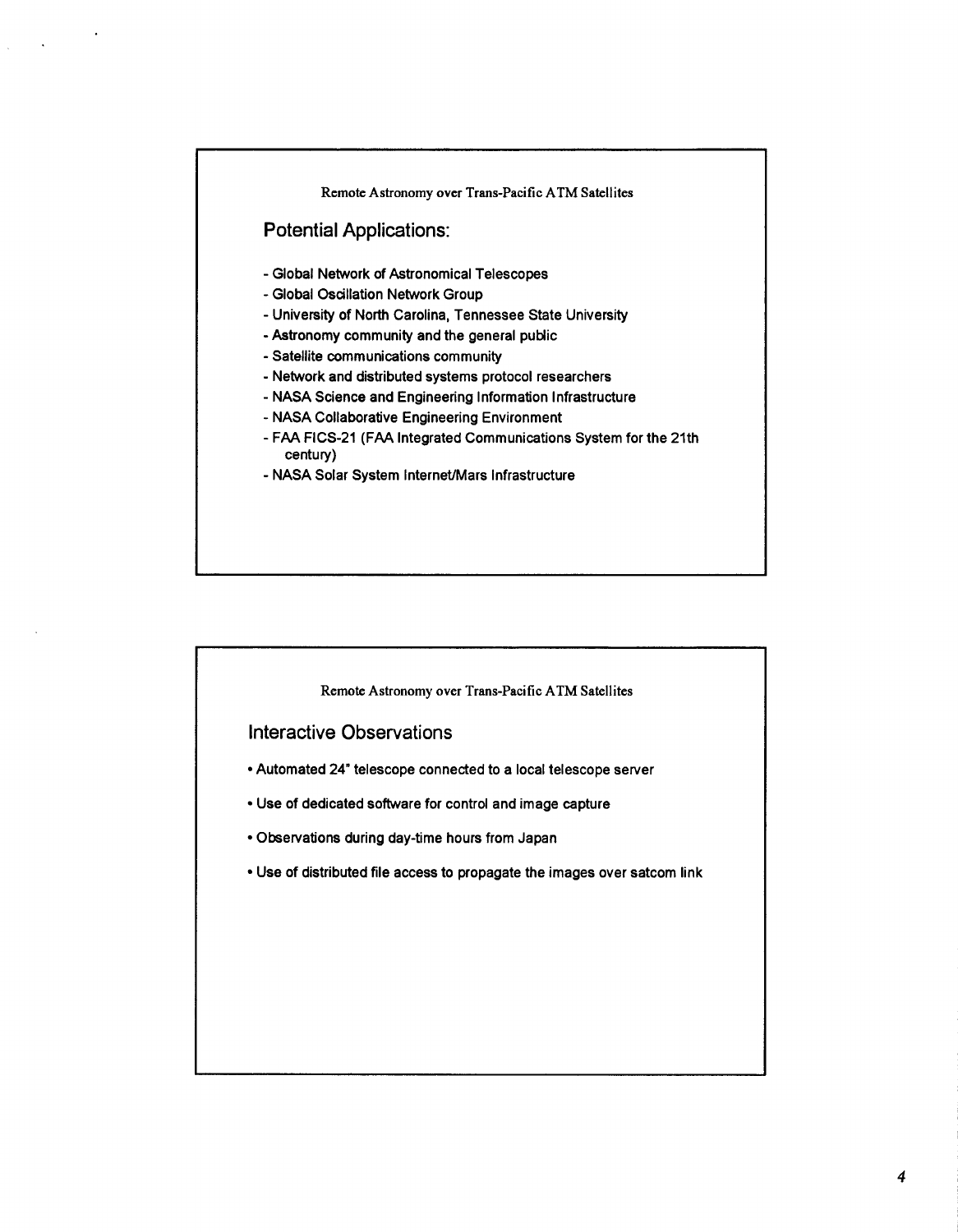Remote Astronomy over Trans-Pacific ATM Satellites

## Potential Applications:

- Global Network of Astronomical Telescopes
- Global Oscillation Network Group
- University of North Carolina, Tennessee State University
- Astronomy community and the general public
- Satellite communications community
- Network and distributed systems protocol researchers
- NASA Science and Engineering Information Infrastructure
- NASA Collaborative Engineering Environment
- FAA FICS-21 (FAA Integrated Communications System for the 21th century)
- NASA Solar System Internet/Mars Infrastructure

Remote Astronomy over Trans-Pacific ATM Satellites

## Interactive Observations

- Automated 24" telescope connected to a local telescope server
- Use of dedicated software for control and image capture
- Observations during day-time hours from Japan
- Use of distributed file access to propagate the images over satcom link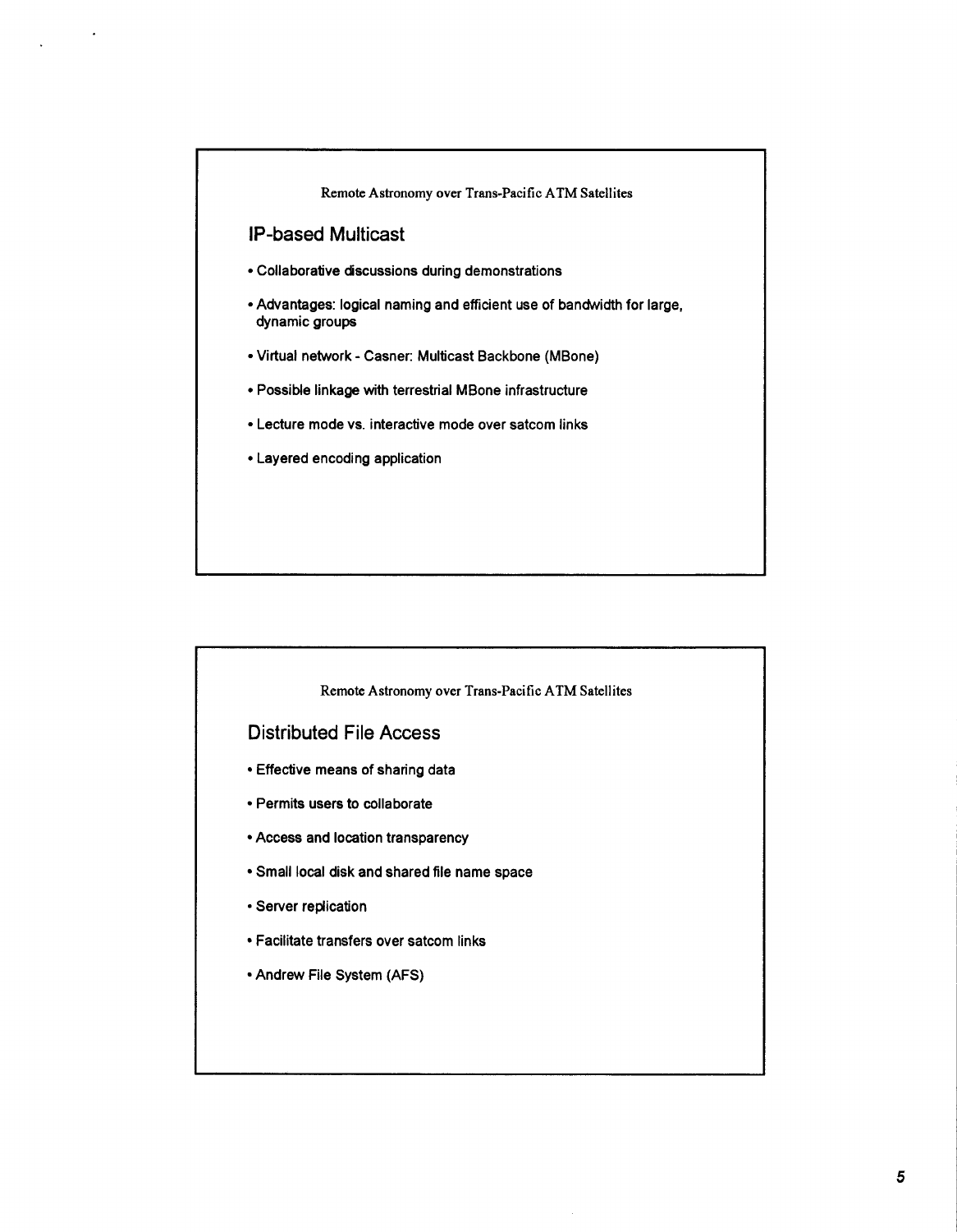Remote Astronomy over Trans-Pacific ATM Satellites

## IP-based Multicast

- Collaborative discussions during demonstrations
- Advantages: logical naming and efficient use of bandwidth for large, dynamic groups
- Virtual network - Casner: Multicast Backbone (MBone)
- Possible linkage with terrestrial MBone infrastructure
- Lecture mode vs. interactive mode over satcom links
- Layered encoding application

Remote Astronomy over Trans-Pacific ATM Satellites

## Distributed File Access

- Effective means of sharing data
- Permits users to collaborate
- Access and location transparency
- Small local disk and shared file name space
- Server replication
- Facilitate transfers over satcom links
- Andrew File System (AFS)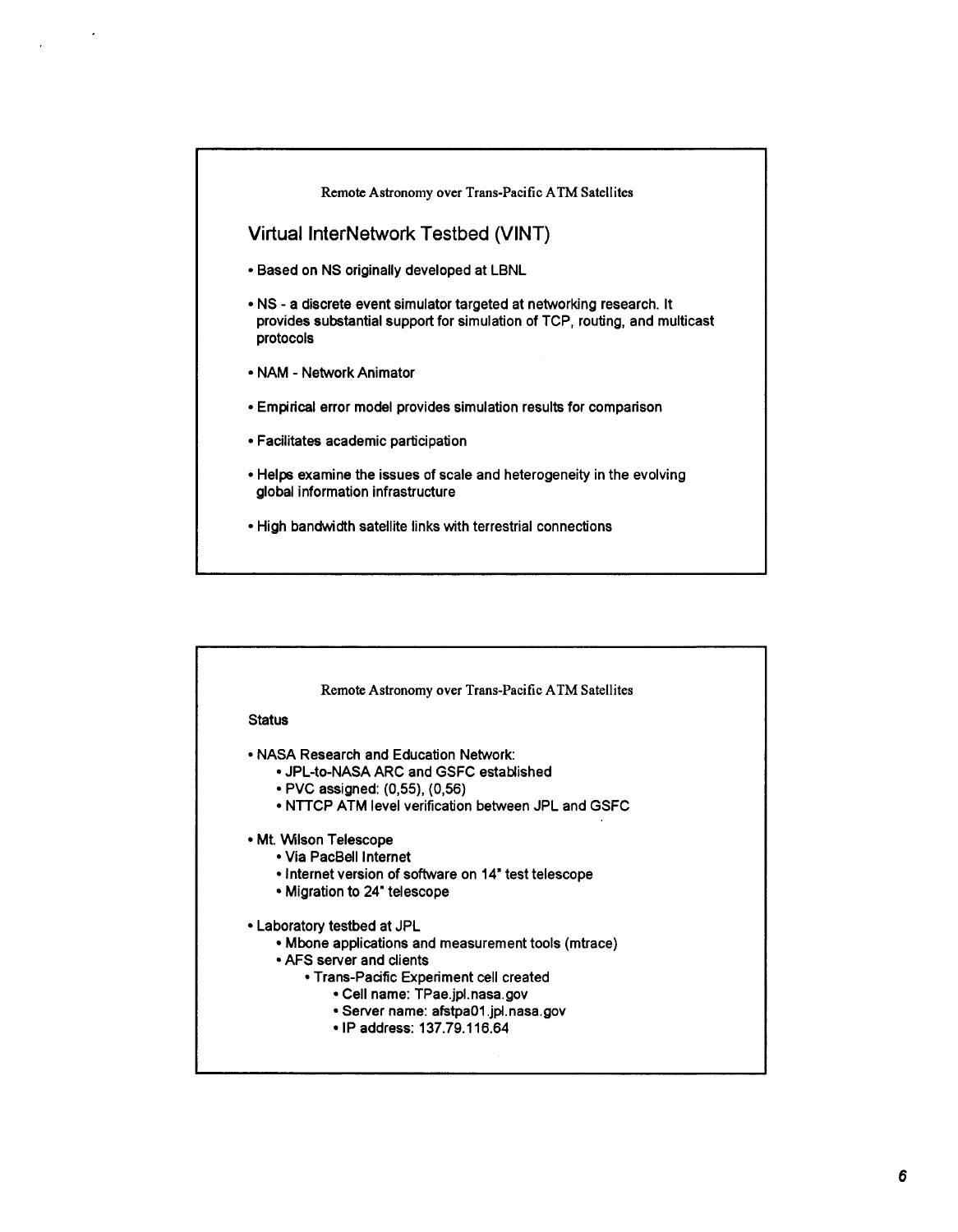Remote Astronomy over Trans-Pacific ATM Satellites

## Virtual InterNetwork Testbed (VINT)

- Based on NS originally developed at LBNL
- NS - a discrete event simulator targeted at networking research. It provides substantial support for simulation of TCP, routing, and multicast protocols
- NAM - Network Animator
- Empirical error model provides simulation results for comparison
- Facilitates academic participation
- Helps examine the issues of scale and heterogeneity in the evolving global information infrastructure
- High bandwidth satellite links with terrestrial connections

Remote Astronomy over Trans-Pacific ATM Satellites

## Status

- NASA Research and Education Network:
  - JPL-to-NASA ARC and GSFC established
  - PVC assigned: (0,55), (0,56)
  - NTTCP ATM level verification between JPL and GSFC
- Mt. Wilson Telescope
  - Via PacBell Internet
  - Internet version of software on 14" test telescope
  - Migration to 24" telescope
- Laboratory testbed at JPL
  - Mbone applications and measurement tools (mtrace)
  - AFS server and clients
    - Trans-Pacific Experiment cell created
      - Cell name: TPae.jpl.nasa.gov
      - Server name: afstpa01.jpl.nasa.gov
      - IP address: 137.79.116.64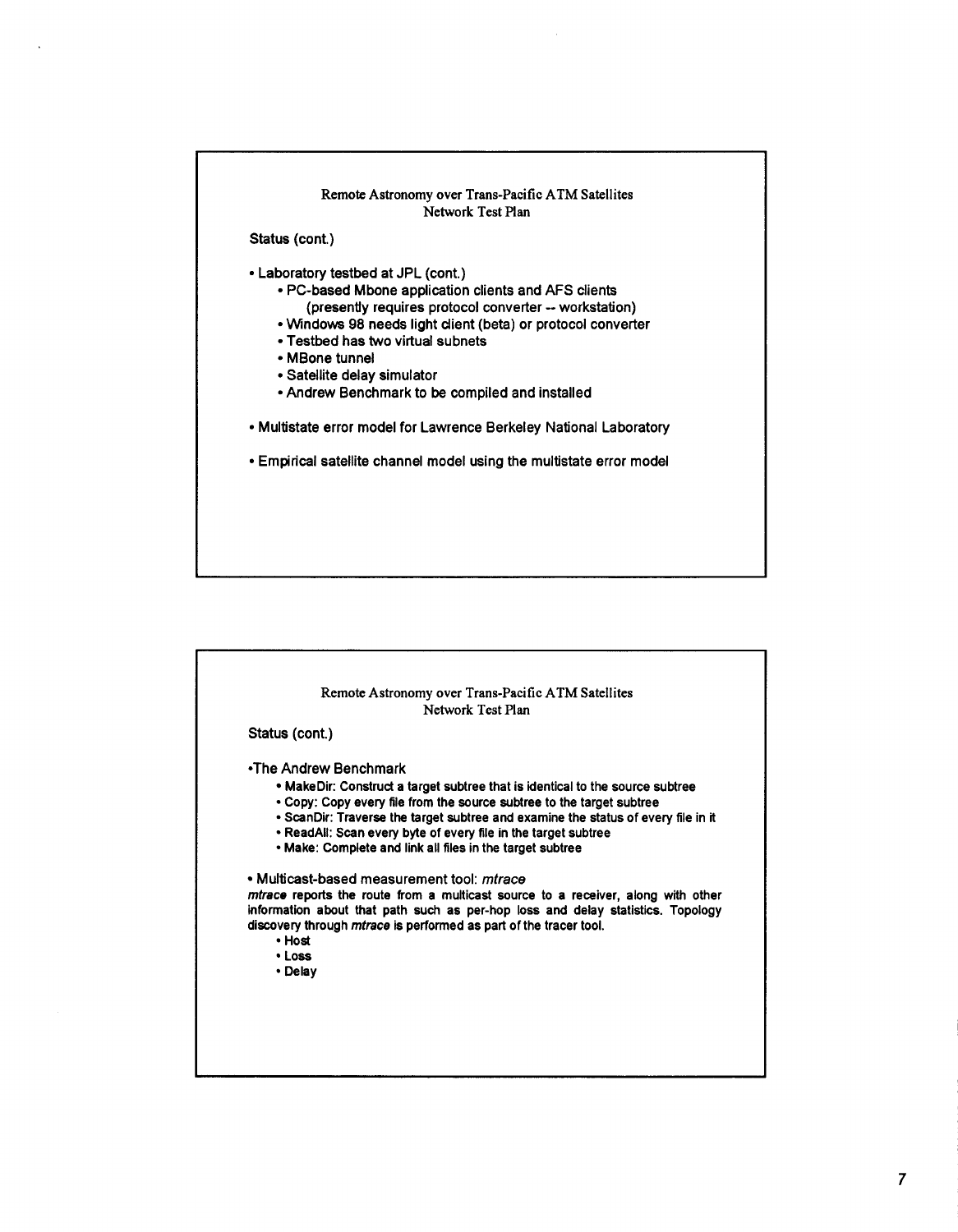Remote Astronomy over Trans-Pacific ATM Satellites
Network Test Plan

**Status (cont.)**

- Laboratory testbed at JPL (cont.)
    - PC-based Mbone application clients and AFS clients (presently requires protocol converter -- workstation)
    - Windows 98 needs light client (beta) or protocol converter
    - Testbed has two virtual subnets
    - MBone tunnel
    - Satellite delay simulator
    - Andrew Benchmark to be compiled and installed

- Multistate error model for Lawrence Berkeley National Laboratory

- Empirical satellite channel model using the multistate error model

---

Remote Astronomy over Trans-Pacific ATM Satellites
Network Test Plan

**Status (cont.)**

- The Andrew Benchmark
    - MakeDir: Construct a target subtree that is identical to the source subtree
    - Copy: Copy every file from the source subtree to the target subtree
    - ScanDir: Traverse the target subtree and examine the status of every file in it
    - ReadAll: Scan every byte of every file in the target subtree
    - Make: Complete and link all files in the target subtree

- Multicast-based measurement tool: *mtrace*

***mtrace*** **reports the route from a multicast source to a receiver, along with other information about that path such as per-hop loss and delay statistics. Topology discovery through *mtrace* is performed as part of the tracer tool.**

- Host
- Loss
- Delay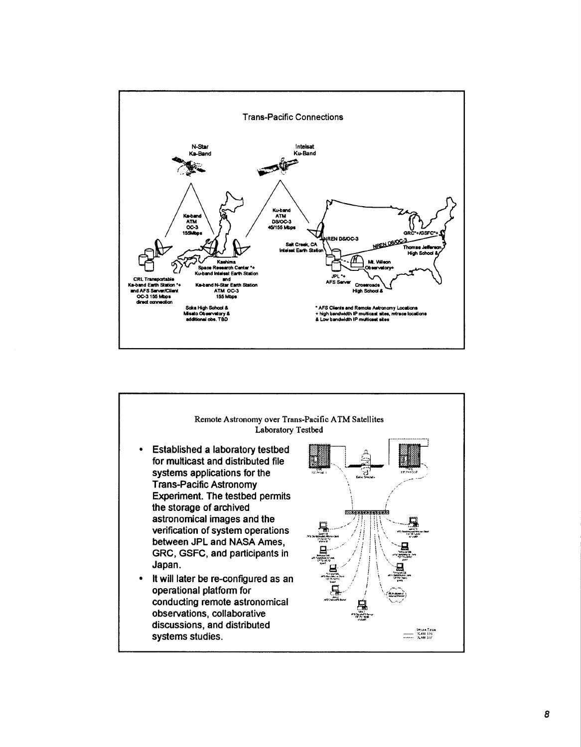## Trans-Pacific Connections

N-Star
Ka-Band

Intelsat
Ku-Band

Ka-band
ATM
OC-3
155Mbps

Ku-band
ATM
DS/OC-3
45/155 Mbps

CRL Transportable Ka-band Earth Station *+ and AFS Server/Client OC-3 155 Mbps direct connection

Kashima Space Research Center *+ Ku-band Intelsat Earth Station and Ka-band N-Star Earth Station ATM OC-3 155 Mbps

Soka High School & Misato Observatory & additional obs. TBD

Salt Creek, CA Intelsat Earth Station

NREN DS/OC-3

NREN DS/OC-3

JPL *+ AFS Server

Mt. Wilson Observatory+

Crossroads High School &

GRC*+/GSFC*+

Thomas Jefferson High School &

\* AFS Clients and Remote Astronomy Locations
\+ high bandwidth IP multicast sites, mtrace locations
& Low bandwidth IP multicast sites

## Remote Astronomy over Trans-Pacific ATM Satellites
### Laboratory Testbed

- Established a laboratory testbed for multicast and distributed file systems applications for the Trans-Pacific Astronomy Experiment. The testbed permits the storage of archived astronomical images and the verification of system operations between JPL and NASA Ames, GRC, GSFC, and participants in Japan.
- It will later be re-configured as an operational platform for conducting remote astronomical observations, collaborative discussions, and distributed systems studies.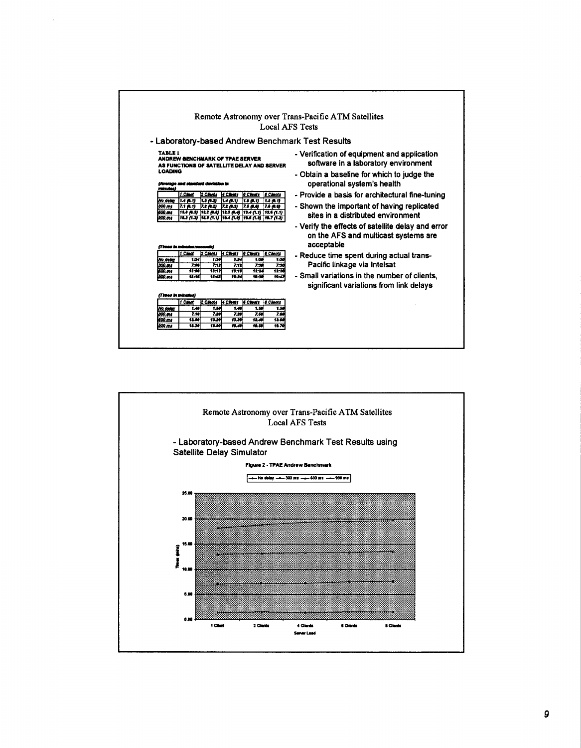## Remote Astronomy over Trans-Pacific ATM Satellites
### Local AFS Tests

- Laboratory-based Andrew Benchmark Test Results

**TABLE 1**
**ANDREW BENCHMARK OF TPAE SERVER AS FUNCTIONS OF SATELLITE DELAY AND SERVER LOADING**

*(Average and standard deviation in minutes)*

| | 1 Client | 2 Clients | 4 Clients | 6 Clients | 8 Clients |
|---|---|---|---|---|---|
| No delay | 1.4 (0.1) | 1.5 (0.2) | 1.4 (0.1) | 1.5 (0.1) | 1.5 (0.1) |
| 300 ms | 7.1 (0.1) | 7.2 (0.2) | 7.2 (0.3) | 7.5 (0.6) | 7.6 (0.6) |
| 600 ms | 13.0 (0.3) | 13.2 (0.6) | 13.3 (0.4) | 13.4 (1.1) | 13.6 (1.1) |
| 900 ms | 18.2 (1.3) | 18.8 (1.1) | 19.4 (1.0) | 19.5 (1.0) | 19.7 (1.2) |

*(Times in minutes:seconds)*

| | 1 Client | 2 Clients | 4 Clients | 6 Clients | 8 Clients |
|---|---|---|---|---|---|
| No delay | 1:24 | 1:30 | 1:24 | 1:30 | 1:30 |
| 300 ms | 7:06 | 7:12 | 7:12 | 7:30 | 7:36 |
| 600 ms | 13:00 | 13:12 | 13:18 | 13:24 | 13:36 |
| 900 ms | 18:18 | 18:48 | 19:24 | 19:30 | 19:42 |

*(Times in minutes)*

| | 1 Client | 2 Clients | 4 Clients | 6 Clients | 8 Clients |
|---|---|---|---|---|---|
| No delay | 1.40 | 1.50 | 1.40 | 1.50 | 1.50 |
| 300 ms | 7.10 | 7.20 | 7.20 | 7.50 | 7.60 |
| 600 ms | 13.00 | 13.20 | 13.30 | 13.40 | 13.60 |
| 900 ms | 18.30 | 18.80 | 19.40 | 19.50 | 19.70 |

- Verification of equipment and application software in a laboratory environment
- Obtain a baseline for which to judge the operational system's health
- Provide a basis for architectural fine-tuning
- Shown the important of having replicated sites in a distributed environment
- Verify the effects of satellite delay and error on the AFS and multicast systems are acceptable
- Reduce time spent during actual trans-Pacific linkage via Intelsat
- Small variations in the number of clients, significant variations from link delays

## Remote Astronomy over Trans-Pacific ATM Satellites
### Local AFS Tests

- Laboratory-based Andrew Benchmark Test Results using Satellite Delay Simulator

Figure 2 - TPAE Andrew Benchmark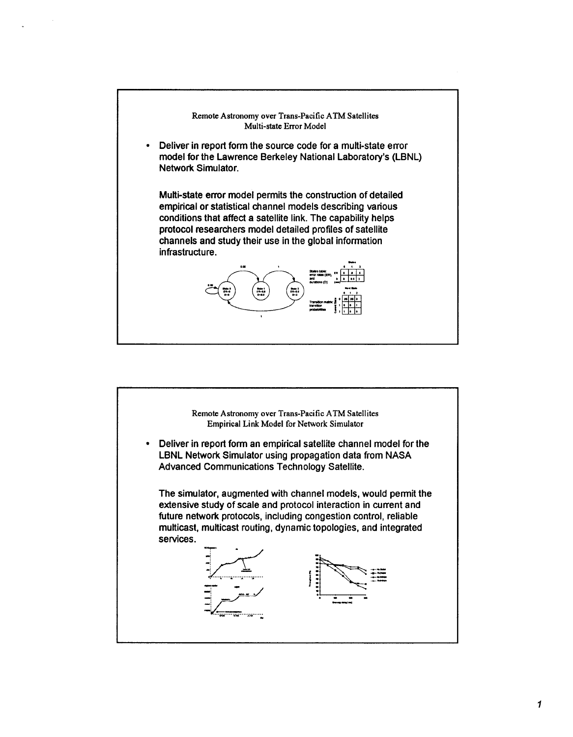## Remote Astronomy over Trans-Pacific ATM Satellites
### Multi-state Error Model

- Deliver in report form the source code for a multi-state error model for the Lawrence Berkeley National Laboratory's (LBNL) Network Simulator.

Multi-state error model permits the construction of detailed empirical or statistical channel models describing various conditions that affect a satellite link. The capability helps protocol researchers model detailed profiles of satellite channels and study their use in the global information infrastructure.

## Remote Astronomy over Trans-Pacific ATM Satellites
### Empirical Link Model for Network Simulator

- Deliver in report form an empirical satellite channel model for the LBNL Network Simulator using propagation data from NASA Advanced Communications Technology Satellite.

The simulator, augmented with channel models, would permit the extensive study of scale and protocol interaction in current and future network protocols, including congestion control, reliable multicast, multicast routing, dynamic topologies, and integrated services.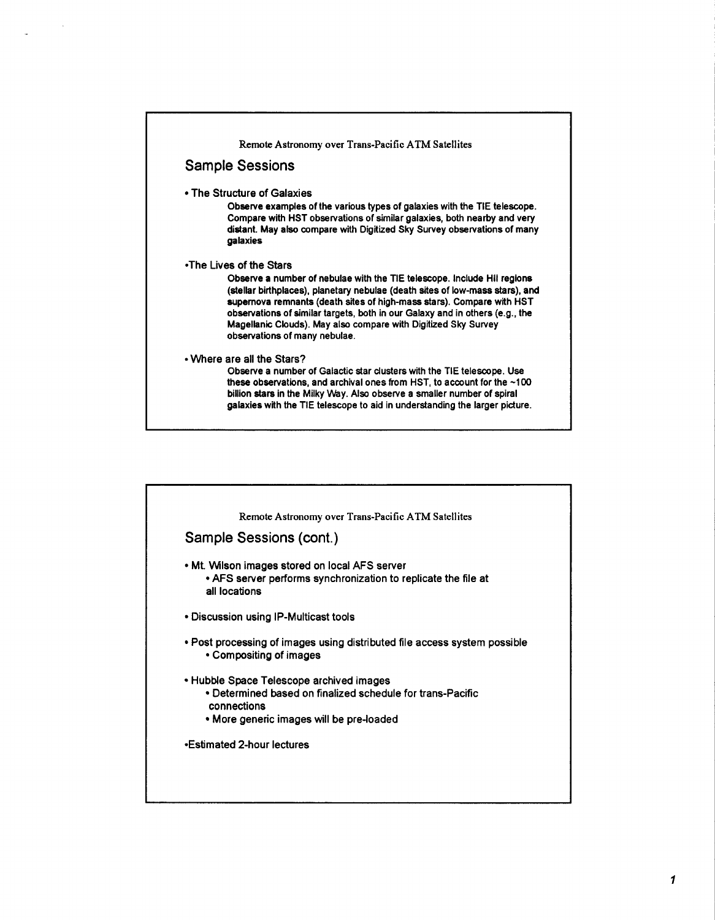Remote Astronomy over Trans-Pacific ATM Satellites

## Sample Sessions

- **The Structure of Galaxies**

  **Observe examples of the various types of galaxies with the TIE telescope. Compare with HST observations of similar galaxies, both nearby and very distant. May also compare with Digitized Sky Survey observations of many galaxies**

- **The Lives of the Stars**

  **Observe a number of nebulae with the TIE telescope. Include HII regions (stellar birthplaces), planetary nebulae (death sites of low-mass stars), and supernova remnants (death sites of high-mass stars). Compare with HST observations of similar targets, both in our Galaxy and in others (e.g., the Magellanic Clouds). May also compare with Digitized Sky Survey observations of many nebulae.**

- **Where are all the Stars?**

  **Observe a number of Galactic star clusters with the TIE telescope. Use these observations, and archival ones from HST, to account for the ~100 billion stars in the Milky Way. Also observe a smaller number of spiral galaxies with the TIE telescope to aid in understanding the larger picture.**

Remote Astronomy over Trans-Pacific ATM Satellites

## Sample Sessions (cont.)

- Mt. Wilson images stored on local AFS server
  - AFS server performs synchronization to replicate the file at all locations
- Discussion using IP-Multicast tools
- Post processing of images using distributed file access system possible
  - Compositing of images
- Hubble Space Telescope archived images
  - Determined based on finalized schedule for trans-Pacific connections
  - More generic images will be pre-loaded
- Estimated 2-hour lectures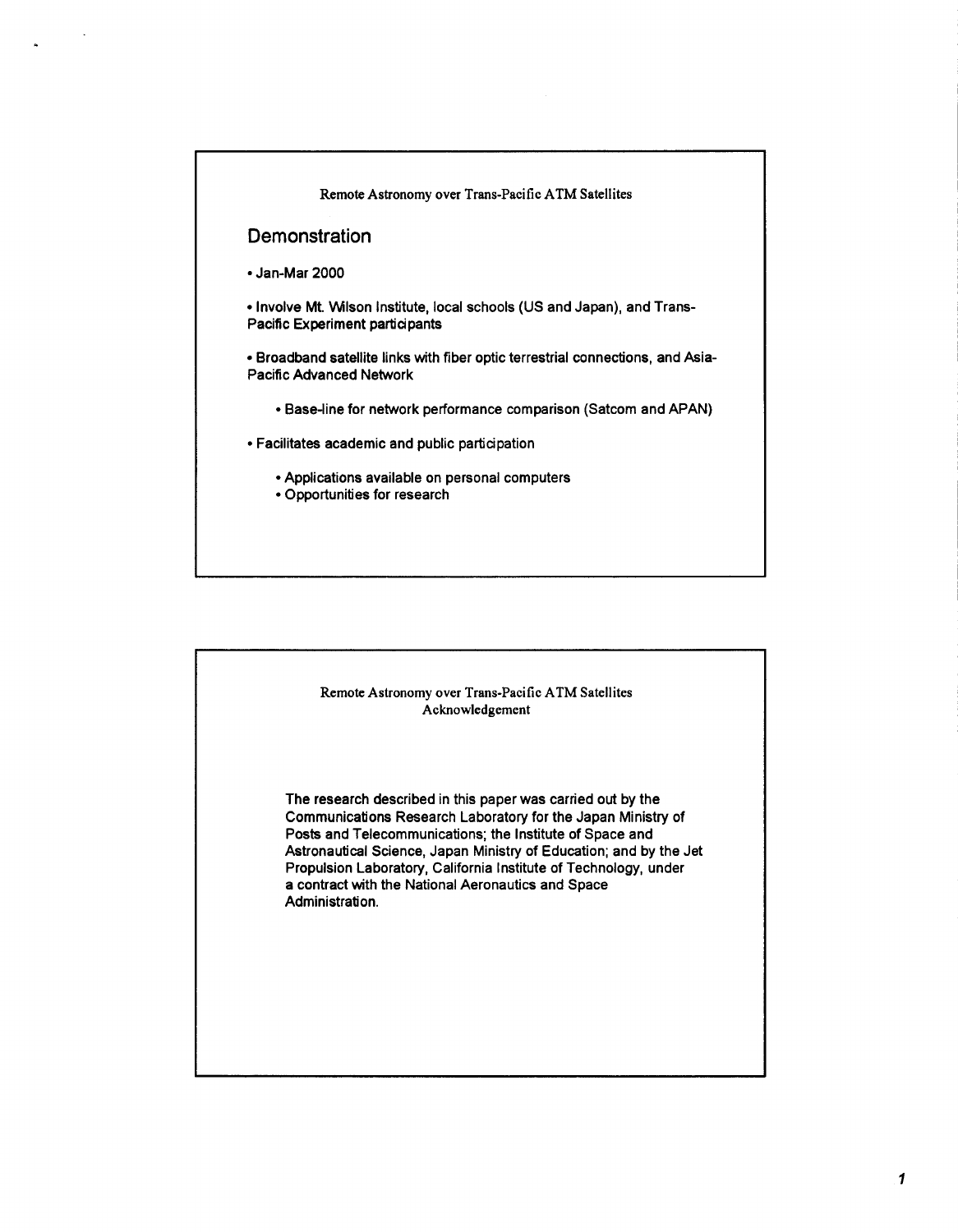Remote Astronomy over Trans-Pacific ATM Satellites

## Demonstration

- Jan-Mar 2000
- Involve Mt. Wilson Institute, local schools (US and Japan), and Trans-Pacific Experiment participants
- Broadband satellite links with fiber optic terrestrial connections, and Asia-Pacific Advanced Network
    - Base-line for network performance comparison (Satcom and APAN)
- Facilitates academic and public participation
    - Applications available on personal computers
    - Opportunities for research

Remote Astronomy over Trans-Pacific ATM Satellites

## Acknowledgement

The research described in this paper was carried out by the Communications Research Laboratory for the Japan Ministry of Posts and Telecommunications; the Institute of Space and Astronautical Science, Japan Ministry of Education; and by the Jet Propulsion Laboratory, California Institute of Technology, under a contract with the National Aeronautics and Space Administration.